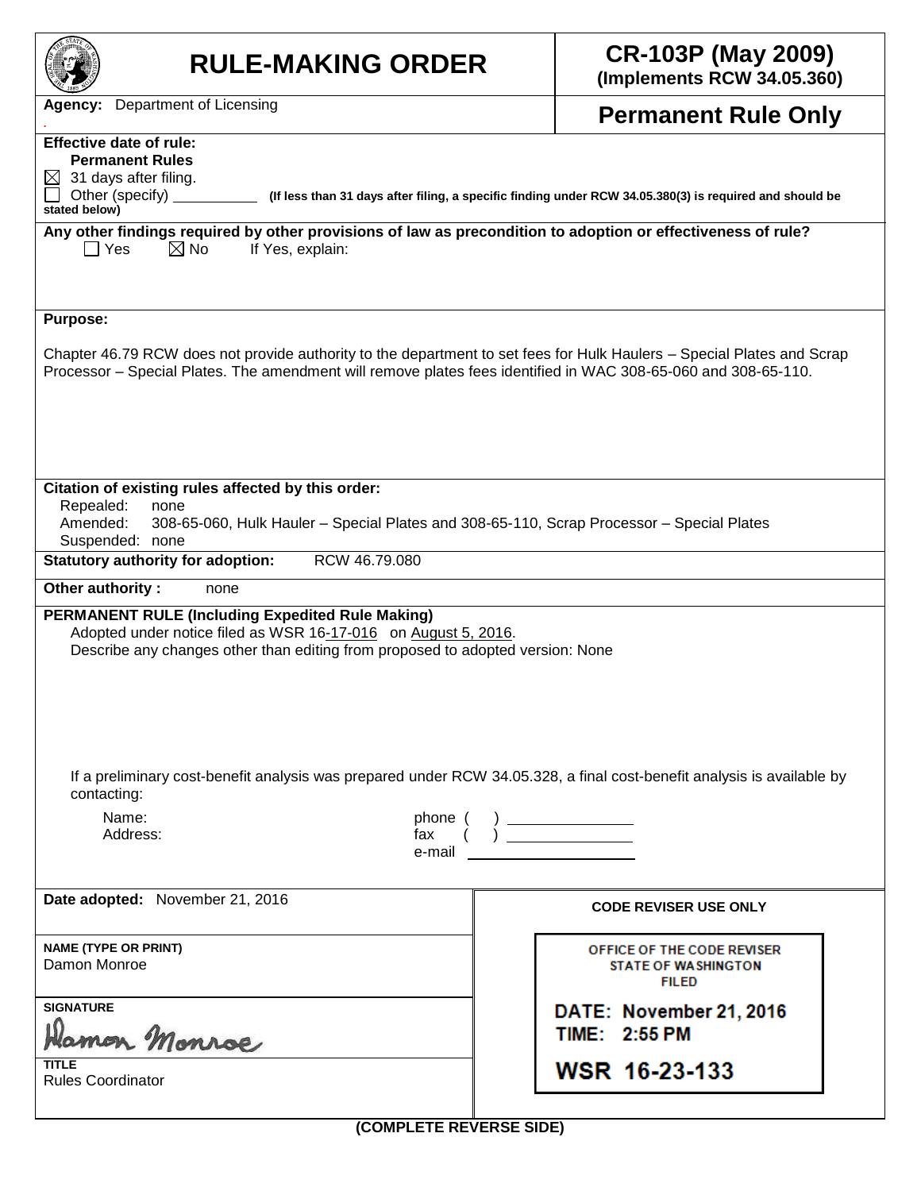# RULE-MAKING ORDER

**CR-103P (May 2009)**
**(Implements RCW 34.05.360)**

**Agency:** Department of Licensing

**Permanent Rule Only**

**Effective date of rule:**
**Permanent Rules**
☒ 31 days after filing.
☐ Other (specify) __________ **(If less than 31 days after filing, a specific finding under RCW 34.05.380(3) is required and should be stated below)**

**Any other findings required by other provisions of law as precondition to adoption or effectiveness of rule?**
☐ Yes ☒ No If Yes, explain:

**Purpose:**

Chapter 46.79 RCW does not provide authority to the department to set fees for Hulk Haulers – Special Plates and Scrap Processor – Special Plates. The amendment will remove plates fees identified in WAC 308-65-060 and 308-65-110.

**Citation of existing rules affected by this order:**
Repealed: none
Amended: 308-65-060, Hulk Hauler – Special Plates and 308-65-110, Scrap Processor – Special Plates
Suspended: none

**Statutory authority for adoption:** RCW 46.79.080

**Other authority :** none

**PERMANENT RULE (Including Expedited Rule Making)**
Adopted under notice filed as WSR 16-17-016 on August 5, 2016.
Describe any changes other than editing from proposed to adopted version: None

If a preliminary cost-benefit analysis was prepared under RCW 34.05.328, a final cost-benefit analysis is available by contacting:

Name:
Address:
phone ( ) __________
fax ( ) __________
e-mail __________

**Date adopted:** November 21, 2016

**NAME (TYPE OR PRINT)**
Damon Monroe

**SIGNATURE**
Damon Monroe

**TITLE**
Rules Coordinator

**CODE REVISER USE ONLY**

OFFICE OF THE CODE REVISER
STATE OF WASHINGTON
FILED

DATE: November 21, 2016
TIME: 2:55 PM

WSR 16-23-133

**(COMPLETE REVERSE SIDE)**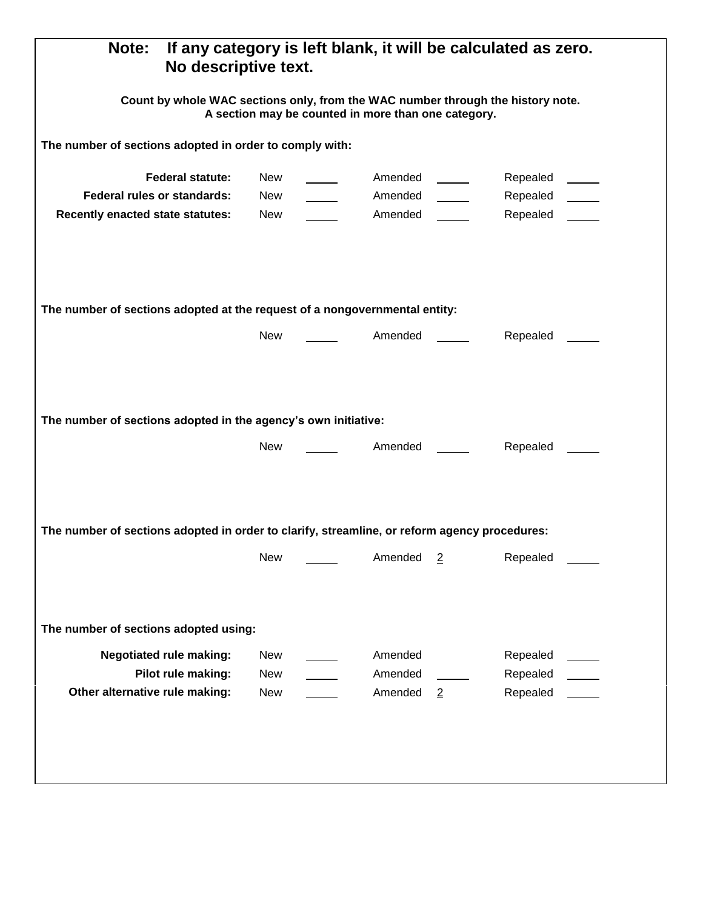**Note: If any category is left blank, it will be calculated as zero. No descriptive text.**

**Count by whole WAC sections only, from the WAC number through the history note. A section may be counted in more than one category.**

**The number of sections adopted in order to comply with:**

| | | | | | | |
|---|---|---|---|---|---|---|
| **Federal statute:** | New | | Amended | | Repealed | |
| **Federal rules or standards:** | New | | Amended | | Repealed | |
| **Recently enacted state statutes:** | New | | Amended | | Repealed | |

**The number of sections adopted at the request of a nongovernmental entity:**

| | | | | | |
|---|---|---|---|---|---|
| New | | Amended | | Repealed | |

**The number of sections adopted in the agency's own initiative:**

| | | | | | |
|---|---|---|---|---|---|
| New | | Amended | | Repealed | |

**The number of sections adopted in order to clarify, streamline, or reform agency procedures:**

| | | | | | |
|---|---|---|---|---|---|
| New | | Amended | 2 | Repealed | |

**The number of sections adopted using:**

| | | | | | | |
|---|---|---|---|---|---|---|
| **Negotiated rule making:** | New | | Amended | | Repealed | |
| **Pilot rule making:** | New | | Amended | | Repealed | |
| **Other alternative rule making:** | New | | Amended | 2 | Repealed | |